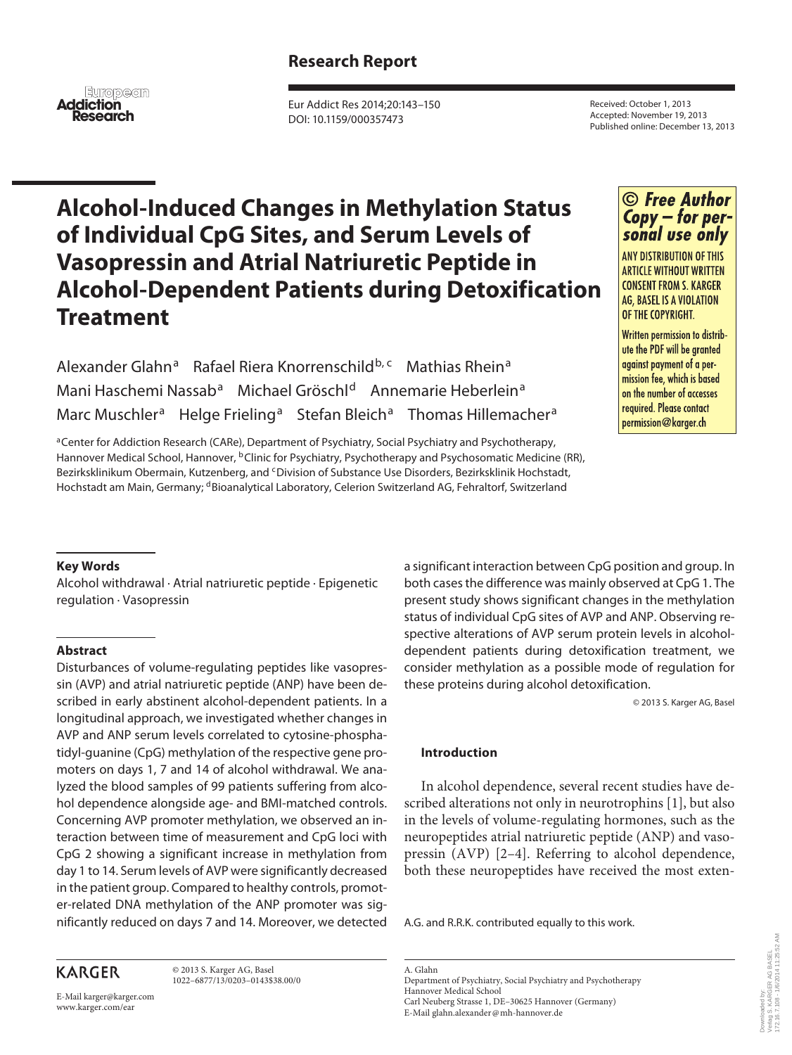Research Report

# Alcohol-Induced Changes in Methylation Status of Individual CpG Sites, and Serum Levels of Vasopressin and Atrial Natriuretic Peptide in Alcohol-Dependent Patients during Detoxification Treatment

Alexander Glahn[a] Rafael Riera Knorrenschild[b, c] Mathias Rhein[a] Mani Haschemi Nassab[a] Michael Gröschl[d] Annemarie Heberlein[a] Marc Muschler[a] Helge Frieling[a] Stefan Bleich[a] Thomas Hillemacher[a]

[a]Center for Addiction Research (CARe), Department of Psychiatry, Social Psychiatry and Psychotherapy, Hannover Medical School, Hannover, [b]Clinic for Psychiatry, Psychotherapy and Psychosomatic Medicine (RR), Bezirksklinikum Obermain, Kutzenberg, and [c]Division of Substance Use Disorders, Bezirksklinik Hochstadt, Hochstadt am Main, Germany; [d]Bioanalytical Laboratory, Celerion Switzerland AG, Fehraltorf, Switzerland

Received: October 1, 2013
Accepted: November 19, 2013
Published online: December 13, 2013

© Free Author Copy – for personal use only

ANY DISTRIBUTION OF THIS ARTICLE WITHOUT WRITTEN CONSENT FROM S. KARGER AG, BASEL IS A VIOLATION OF THE COPYRIGHT.

Written permission to distribute the PDF will be granted against payment of a permission fee, which is based on the number of accesses required. Please contact permission@karger.ch

### Key Words

Alcohol withdrawal · Atrial natriuretic peptide · Epigenetic regulation · Vasopressin

### Abstract

Disturbances of volume-regulating peptides like vasopressin (AVP) and atrial natriuretic peptide (ANP) have been described in early abstinent alcohol-dependent patients. In a longitudinal approach, we investigated whether changes in AVP and ANP serum levels correlated to cytosine-phosphatidyl-guanine (CpG) methylation of the respective gene promoters on days 1, 7 and 14 of alcohol withdrawal. We analyzed the blood samples of 99 patients suffering from alcohol dependence alongside age- and BMI-matched controls. Concerning AVP promoter methylation, we observed an interaction between time of measurement and CpG loci with CpG 2 showing a significant increase in methylation from day 1 to 14. Serum levels of AVP were significantly decreased in the patient group. Compared to healthy controls, promoter-related DNA methylation of the ANP promoter was significantly reduced on days 7 and 14. Moreover, we detected a significant interaction between CpG position and group. In both cases the difference was mainly observed at CpG 1. The present study shows significant changes in the methylation status of individual CpG sites of AVP and ANP. Observing respective alterations of AVP serum protein levels in alcohol-dependent patients during detoxification treatment, we consider methylation as a possible mode of regulation for these proteins during alcohol detoxification.

© 2013 S. Karger AG, Basel

### Introduction

In alcohol dependence, several recent studies have described alterations not only in neurotrophins [1], but also in the levels of volume-regulating hormones, such as the neuropeptides atrial natriuretic peptide (ANP) and vasopressin (AVP) [2–4]. Referring to alcohol dependence, both these neuropeptides have received the most exten-

A.G. and R.R.K. contributed equally to this work.

KARGER

© 2013 S. Karger AG, Basel
1022–6877/13/0203–0143$38.00/0

E-Mail karger@karger.com
www.karger.com/ear

A. Glahn
Department of Psychiatry, Social Psychiatry and Psychotherapy
Hannover Medical School
Carl Neuberg Strasse 1, DE–30625 Hannover (Germany)
E-Mail glahn.alexander@mh-hannover.de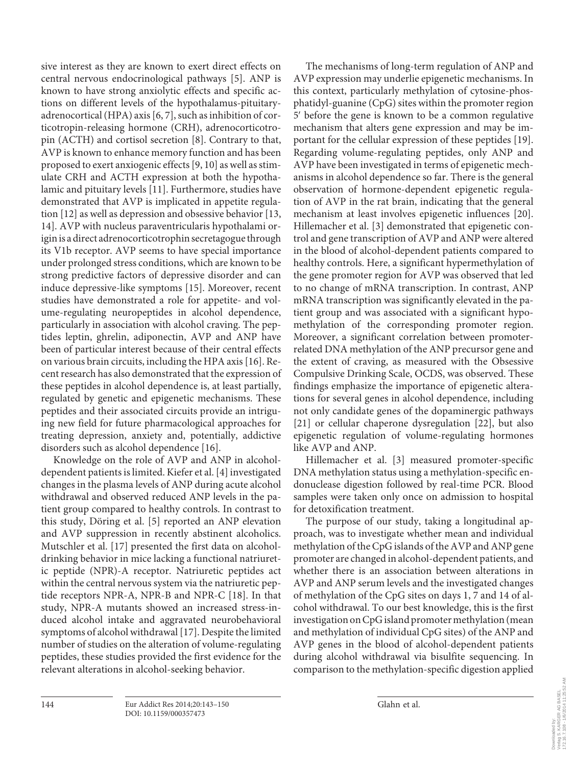sive interest as they are known to exert direct effects on central nervous endocrinological pathways [5]. ANP is known to have strong anxiolytic effects and specific actions on different levels of the hypothalamus-pituitary-adrenocortical (HPA) axis [6, 7], such as inhibition of corticotropin-releasing hormone (CRH), adrenocorticotropin (ACTH) and cortisol secretion [8]. Contrary to that, AVP is known to enhance memory function and has been proposed to exert anxiogenic effects [9, 10] as well as stimulate CRH and ACTH expression at both the hypothalamic and pituitary levels [11]. Furthermore, studies have demonstrated that AVP is implicated in appetite regulation [12] as well as depression and obsessive behavior [13, 14]. AVP with nucleus paraventricularis hypothalami origin is a direct adrenocorticotrophin secretagogue through its V1b receptor. AVP seems to have special importance under prolonged stress conditions, which are known to be strong predictive factors of depressive disorder and can induce depressive-like symptoms [15]. Moreover, recent studies have demonstrated a role for appetite- and volume-regulating neuropeptides in alcohol dependence, particularly in association with alcohol craving. The peptides leptin, ghrelin, adiponectin, AVP and ANP have been of particular interest because of their central effects on various brain circuits, including the HPA axis [16]. Recent research has also demonstrated that the expression of these peptides in alcohol dependence is, at least partially, regulated by genetic and epigenetic mechanisms. These peptides and their associated circuits provide an intriguing new field for future pharmacological approaches for treating depression, anxiety and, potentially, addictive disorders such as alcohol dependence [16].

Knowledge on the role of AVP and ANP in alcohol-dependent patients is limited. Kiefer et al. [4] investigated changes in the plasma levels of ANP during acute alcohol withdrawal and observed reduced ANP levels in the patient group compared to healthy controls. In contrast to this study, Döring et al. [5] reported an ANP elevation and AVP suppression in recently abstinent alcoholics. Mutschler et al. [17] presented the first data on alcohol-drinking behavior in mice lacking a functional natriuretic peptide (NPR)-A receptor. Natriuretic peptides act within the central nervous system via the natriuretic peptide receptors NPR-A, NPR-B and NPR-C [18]. In that study, NPR-A mutants showed an increased stress-induced alcohol intake and aggravated neurobehavioral symptoms of alcohol withdrawal [17]. Despite the limited number of studies on the alteration of volume-regulating peptides, these studies provided the first evidence for the relevant alterations in alcohol-seeking behavior.

The mechanisms of long-term regulation of ANP and AVP expression may underlie epigenetic mechanisms. In this context, particularly methylation of cytosine-phosphatidyl-guanine (CpG) sites within the promoter region 5′ before the gene is known to be a common regulative mechanism that alters gene expression and may be important for the cellular expression of these peptides [19]. Regarding volume-regulating peptides, only ANP and AVP have been investigated in terms of epigenetic mechanisms in alcohol dependence so far. There is the general observation of hormone-dependent epigenetic regulation of AVP in the rat brain, indicating that the general mechanism at least involves epigenetic influences [20]. Hillemacher et al. [3] demonstrated that epigenetic control and gene transcription of AVP and ANP were altered in the blood of alcohol-dependent patients compared to healthy controls. Here, a significant hypermethylation of the gene promoter region for AVP was observed that led to no change of mRNA transcription. In contrast, ANP mRNA transcription was significantly elevated in the patient group and was associated with a significant hypomethylation of the corresponding promoter region. Moreover, a significant correlation between promoter-related DNA methylation of the ANP precursor gene and the extent of craving, as measured with the Obsessive Compulsive Drinking Scale, OCDS, was observed. These findings emphasize the importance of epigenetic alterations for several genes in alcohol dependence, including not only candidate genes of the dopaminergic pathways [21] or cellular chaperone dysregulation [22], but also epigenetic regulation of volume-regulating hormones like AVP and ANP.

Hillemacher et al. [3] measured promoter-specific DNA methylation status using a methylation-specific endonuclease digestion followed by real-time PCR. Blood samples were taken only once on admission to hospital for detoxification treatment.

The purpose of our study, taking a longitudinal approach, was to investigate whether mean and individual methylation of the CpG islands of the AVP and ANP gene promoter are changed in alcohol-dependent patients, and whether there is an association between alterations in AVP and ANP serum levels and the investigated changes of methylation of the CpG sites on days 1, 7 and 14 of alcohol withdrawal. To our best knowledge, this is the first investigation on CpG island promoter methylation (mean and methylation of individual CpG sites) of the ANP and AVP genes in the blood of alcohol-dependent patients during alcohol withdrawal via bisulfite sequencing. In comparison to the methylation-specific digestion applied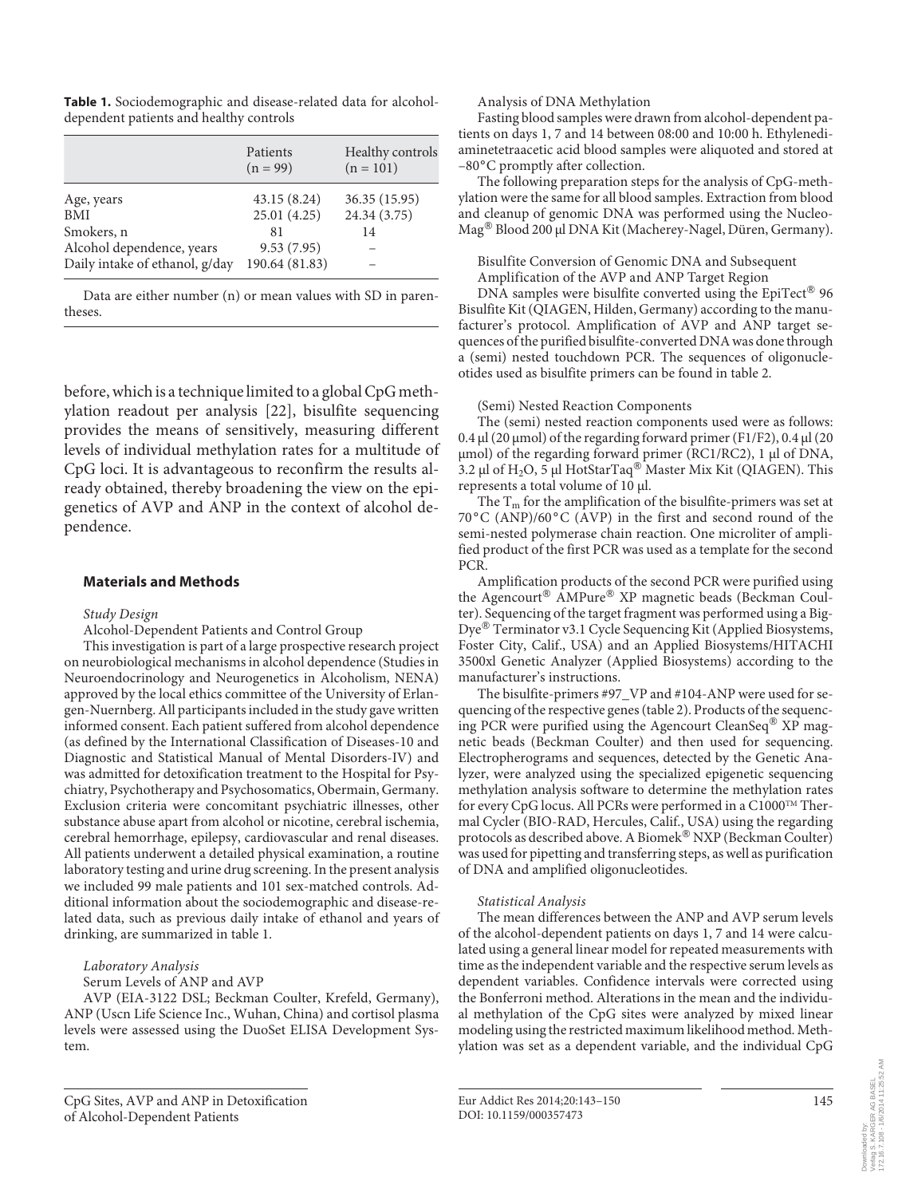**Table 1.** Sociodemographic and disease-related data for alcohol-dependent patients and healthy controls

| | Patients (n = 99) | Healthy controls (n = 101) |
|---|---|---|
| Age, years | 43.15 (8.24) | 36.35 (15.95) |
| BMI | 25.01 (4.25) | 24.34 (3.75) |
| Smokers, n | 81 | 14 |
| Alcohol dependence, years | 9.53 (7.95) | – |
| Daily intake of ethanol, g/day | 190.64 (81.83) | – |

Data are either number (n) or mean values with SD in parentheses.

before, which is a technique limited to a global CpG methylation readout per analysis [22], bisulfite sequencing provides the means of sensitively, measuring different levels of individual methylation rates for a multitude of CpG loci. It is advantageous to reconfirm the results already obtained, thereby broadening the view on the epigenetics of AVP and ANP in the context of alcohol dependence.

## Materials and Methods

### *Study Design*

Alcohol-Dependent Patients and Control Group

This investigation is part of a large prospective research project on neurobiological mechanisms in alcohol dependence (Studies in Neuroendocrinology and Neurogenetics in Alcoholism, NENA) approved by the local ethics committee of the University of Erlangen-Nuernberg. All participants included in the study gave written informed consent. Each patient suffered from alcohol dependence (as defined by the International Classification of Diseases-10 and Diagnostic and Statistical Manual of Mental Disorders-IV) and was admitted for detoxification treatment to the Hospital for Psychiatry, Psychotherapy and Psychosomatics, Obermain, Germany. Exclusion criteria were concomitant psychiatric illnesses, other substance abuse apart from alcohol or nicotine, cerebral ischemia, cerebral hemorrhage, epilepsy, cardiovascular and renal diseases. All patients underwent a detailed physical examination, a routine laboratory testing and urine drug screening. In the present analysis we included 99 male patients and 101 sex-matched controls. Additional information about the sociodemographic and disease-related data, such as previous daily intake of ethanol and years of drinking, are summarized in table 1.

### *Laboratory Analysis*

Serum Levels of ANP and AVP

AVP (EIA-3122 DSL; Beckman Coulter, Krefeld, Germany), ANP (Uscn Life Science Inc., Wuhan, China) and cortisol plasma levels were assessed using the DuoSet ELISA Development System.

Analysis of DNA Methylation

Fasting blood samples were drawn from alcohol-dependent patients on days 1, 7 and 14 between 08:00 and 10:00 h. Ethylenediaminetetraacetic acid blood samples were aliquoted and stored at −80°C promptly after collection.

The following preparation steps for the analysis of CpG-methylation were the same for all blood samples. Extraction from blood and cleanup of genomic DNA was performed using the NucleoMag® Blood 200 µl DNA Kit (Macherey-Nagel, Düren, Germany).

Bisulfite Conversion of Genomic DNA and Subsequent Amplification of the AVP and ANP Target Region

DNA samples were bisulfite converted using the EpiTect® 96 Bisulfite Kit (QIAGEN, Hilden, Germany) according to the manufacturer's protocol. Amplification of AVP and ANP target sequences of the purified bisulfite-converted DNA was done through a (semi) nested touchdown PCR. The sequences of oligonucleotides used as bisulfite primers can be found in table 2.

(Semi) Nested Reaction Components

The (semi) nested reaction components used were as follows: 0.4 µl (20 µmol) of the regarding forward primer (F1/F2), 0.4 µl (20 µmol) of the regarding forward primer (RC1/RC2), 1 µl of DNA, 3.2 µl of $H_2O$, 5 µl HotStarTaq® Master Mix Kit (QIAGEN). This represents a total volume of 10 µl.

The $T_m$ for the amplification of the bisulfite-primers was set at 70°C (ANP)/60°C (AVP) in the first and second round of the semi-nested polymerase chain reaction. One microliter of amplified product of the first PCR was used as a template for the second PCR.

Amplification products of the second PCR were purified using the Agencourt® AMPure® XP magnetic beads (Beckman Coulter). Sequencing of the target fragment was performed using a BigDye® Terminator v3.1 Cycle Sequencing Kit (Applied Biosystems, Foster City, Calif., USA) and an Applied Biosystems/HITACHI 3500xl Genetic Analyzer (Applied Biosystems) according to the manufacturer's instructions.

The bisulfite-primers #97_VP and #104-ANP were used for sequencing of the respective genes (table 2). Products of the sequencing PCR were purified using the Agencourt CleanSeq® XP magnetic beads (Beckman Coulter) and then used for sequencing. Electropherograms and sequences, detected by the Genetic Analyzer, were analyzed using the specialized epigenetic sequencing methylation analysis software to determine the methylation rates for every CpG locus. All PCRs were performed in a C1000™ Thermal Cycler (BIO-RAD, Hercules, Calif., USA) using the regarding protocols as described above. A Biomek® NXP (Beckman Coulter) was used for pipetting and transferring steps, as well as purification of DNA and amplified oligonucleotides.

### *Statistical Analysis*

The mean differences between the ANP and AVP serum levels of the alcohol-dependent patients on days 1, 7 and 14 were calculated using a general linear model for repeated measurements with time as the independent variable and the respective serum levels as dependent variables. Confidence intervals were corrected using the Bonferroni method. Alterations in the mean and the individual methylation of the CpG sites were analyzed by mixed linear modeling using the restricted maximum likelihood method. Methylation was set as a dependent variable, and the individual CpG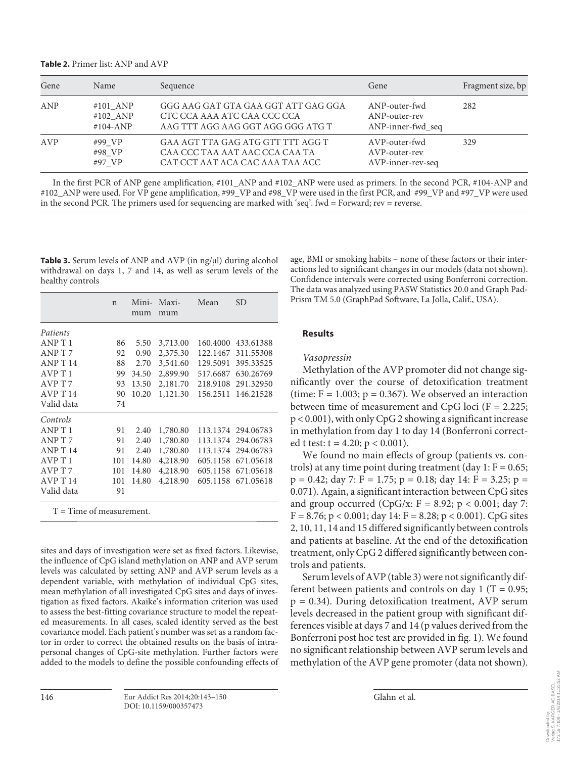**Table 2.** Primer list: ANP and AVP

| Gene | Name | Sequence | Gene | Fragment size, bp |
|---|---|---|---|---|
| ANP | #101_ANP<br>#102_ANP<br>#104-ANP | GGG AAG GAT GTA GAA GGT ATT GAG GGA<br>CTC CCA AAA ATC CAA CCC CCA<br>AAG TTT AGG AAG GGT AGG GGG ATG T | ANP-outer-fwd<br>ANP-outer-rev<br>ANP-inner-fwd_seq | 282 |
| AVP | #99_VP<br>#98_VP<br>#97_VP | GAA AGT TTA GAG ATG GTT TTT AGG T<br>CAA CCC TAA AAT AAC CCA CAA TA<br>CAT CCT AAT ACA CAC AAA TAA ACC | AVP-outer-fwd<br>AVP-outer-rev<br>AVP-inner-rev-seq | 329 |

In the first PCR of ANP gene amplification, #101_ANP and #102_ANP were used as primers. In the second PCR, #104-ANP and #102_ANP were used. For VP gene amplification, #99_VP and #98_VP were used in the first PCR, and #99_VP and #97_VP were used in the second PCR. The primers used for sequencing are marked with 'seq'. fwd = Forward; rev = reverse.

**Table 3.** Serum levels of ANP and AVP (in ng/μl) during alcohol withdrawal on days 1, 7 and 14, as well as serum levels of the healthy controls

| | n | Minimum | Maximum | Mean | SD |
|---|---|---|---|---|---|
| *Patients* | | | | | |
| ANP T 1 | 86 | 5.50 | 3,713.00 | 160.4000 | 433.61388 |
| ANP T 7 | 92 | 0.90 | 2,375.30 | 122.1467 | 311.55308 |
| ANP T 14 | 88 | 2.70 | 3,541.60 | 129.5091 | 395.33525 |
| AVP T 1 | 99 | 34.50 | 2,899.90 | 517.6687 | 630.26769 |
| AVP T 7 | 93 | 13.50 | 2,181.70 | 218.9108 | 291.32950 |
| AVP T 14 | 90 | 10.20 | 1,121.30 | 156.2511 | 146.21528 |
| Valid data | 74 | | | | |
| *Controls* | | | | | |
| ANP T 1 | 91 | 2.40 | 1,780.80 | 113.1374 | 294.06783 |
| ANP T 7 | 91 | 2.40 | 1,780.80 | 113.1374 | 294.06783 |
| ANP T 14 | 91 | 2.40 | 1,780.80 | 113.1374 | 294.06783 |
| AVP T 1 | 101 | 14.80 | 4,218.90 | 605.1158 | 671.05618 |
| AVP T 7 | 101 | 14.80 | 4,218.90 | 605.1158 | 671.05618 |
| AVP T 14 | 101 | 14.80 | 4,218.90 | 605.1158 | 671.05618 |
| Valid data | 91 | | | | |

T = Time of measurement.

sites and days of investigation were set as fixed factors. Likewise, the influence of CpG island methylation on ANP and AVP serum levels was calculated by setting ANP and AVP serum levels as a dependent variable, with methylation of individual CpG sites, mean methylation of all investigated CpG sites and days of investigation as fixed factors. Akaike's information criterion was used to assess the best-fitting covariance structure to model the repeated measurements. In all cases, scaled identity served as the best covariance model. Each patient's number was set as a random factor in order to correct the obtained results on the basis of intrapersonal changes of CpG-site methylation. Further factors were added to the models to define the possible confounding effects of age, BMI or smoking habits – none of these factors or their interactions led to significant changes in our models (data not shown). Confidence intervals were corrected using Bonferroni correction. The data was analyzed using PASW Statistics 20.0 and Graph Pad-Prism TM 5.0 (GraphPad Software, La Jolla, Calif., USA).

## Results

### *Vasopressin*

Methylation of the AVP promoter did not change significantly over the course of detoxification treatment (time: $F = 1.003$; $p = 0.367$). We observed an interaction between time of measurement and CpG loci ($F = 2.225$; $p < 0.001$), with only CpG 2 showing a significant increase in methylation from day 1 to day 14 (Bonferroni corrected t test: $t = 4.20$; $p < 0.001$).

We found no main effects of group (patients vs. controls) at any time point during treatment (day 1: $F = 0.65$; $p = 0.42$; day 7: $F = 1.75$; $p = 0.18$; day 14: $F = 3.25$; $p = 0.071$). Again, a significant interaction between CpG sites and group occurred (CpG/x: $F = 8.92$; $p < 0.001$; day 7: $F = 8.76$; $p < 0.001$; day 14: $F = 8.28$; $p < 0.001$). CpG sites 2, 10, 11, 14 and 15 differed significantly between controls and patients at baseline. At the end of the detoxification treatment, only CpG 2 differed significantly between controls and patients.

Serum levels of AVP (table 3) were not significantly different between patients and controls on day 1 ($T = 0.95$; $p = 0.34$). During detoxification treatment, AVP serum levels decreased in the patient group with significant differences visible at days 7 and 14 (p values derived from the Bonferroni post hoc test are provided in fig. 1). We found no significant relationship between AVP serum levels and methylation of the AVP gene promoter (data not shown).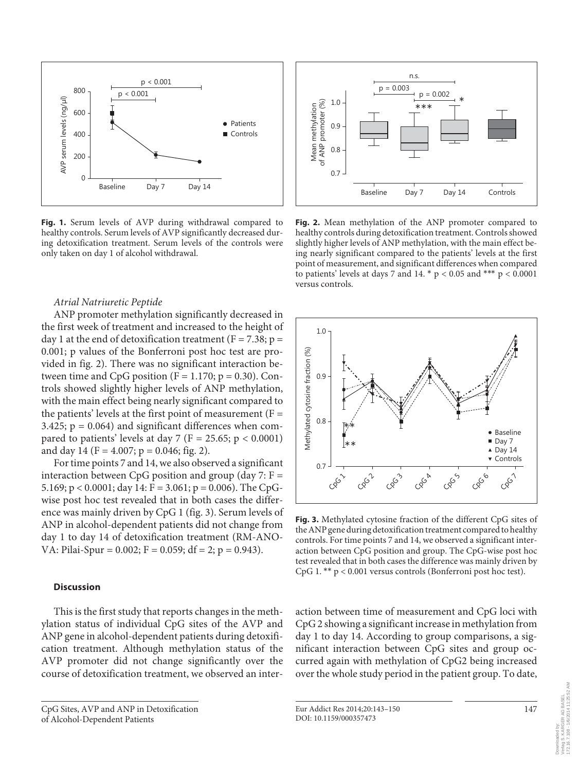**Fig. 1.** Serum levels of AVP during withdrawal compared to healthy controls. Serum levels of AVP significantly decreased during detoxification treatment. Serum levels of the controls were only taken on day 1 of alcohol withdrawal.

**Fig. 2.** Mean methylation of the ANP promoter compared to healthy controls during detoxification treatment. Controls showed slightly higher levels of ANP methylation, with the main effect being nearly significant compared to the patients' levels at the first point of measurement, and significant differences when compared to patients' levels at days 7 and 14. * $p < 0.05$ and *** $p < 0.0001$ versus controls.

### *Atrial Natriuretic Peptide*

ANP promoter methylation significantly decreased in the first week of treatment and increased to the height of day 1 at the end of detoxification treatment ($F = 7.38$; $p = 0.001$; p values of the Bonferroni post hoc test are provided in fig. 2). There was no significant interaction between time and CpG position ($F = 1.170$; $p = 0.30$). Controls showed slightly higher levels of ANP methylation, with the main effect being nearly significant compared to the patients' levels at the first point of measurement ($F = 3.425$; $p = 0.064$) and significant differences when compared to patients' levels at day 7 ($F = 25.65$; $p < 0.0001$) and day 14 ($F = 4.007$; $p = 0.046$; fig. 2).

For time points 7 and 14, we also observed a significant interaction between CpG position and group (day 7: $F = 5.169$; $p < 0.0001$; day 14: $F = 3.061$; $p = 0.006$). The CpG-wise post hoc test revealed that in both cases the difference was mainly driven by CpG 1 (fig. 3). Serum levels of ANP in alcohol-dependent patients did not change from day 1 to day 14 of detoxification treatment (RM-ANOVA: Pilai-Spur = 0.002; $F = 0.059$; $df = 2$; $p = 0.943$).

**Fig. 3.** Methylated cytosine fraction of the different CpG sites of the ANP gene during detoxification treatment compared to healthy controls. For time points 7 and 14, we observed a significant interaction between CpG position and group. The CpG-wise post hoc test revealed that in both cases the difference was mainly driven by CpG 1. ** $p < 0.001$ versus controls (Bonferroni post hoc test).

## Discussion

This is the first study that reports changes in the methylation status of individual CpG sites of the AVP and ANP gene in alcohol-dependent patients during detoxification treatment. Although methylation status of the AVP promoter did not change significantly over the course of detoxification treatment, we observed an interaction between time of measurement and CpG loci with CpG 2 showing a significant increase in methylation from day 1 to day 14. According to group comparisons, a significant interaction between CpG sites and group occurred again with methylation of CpG2 being increased over the whole study period in the patient group. To date,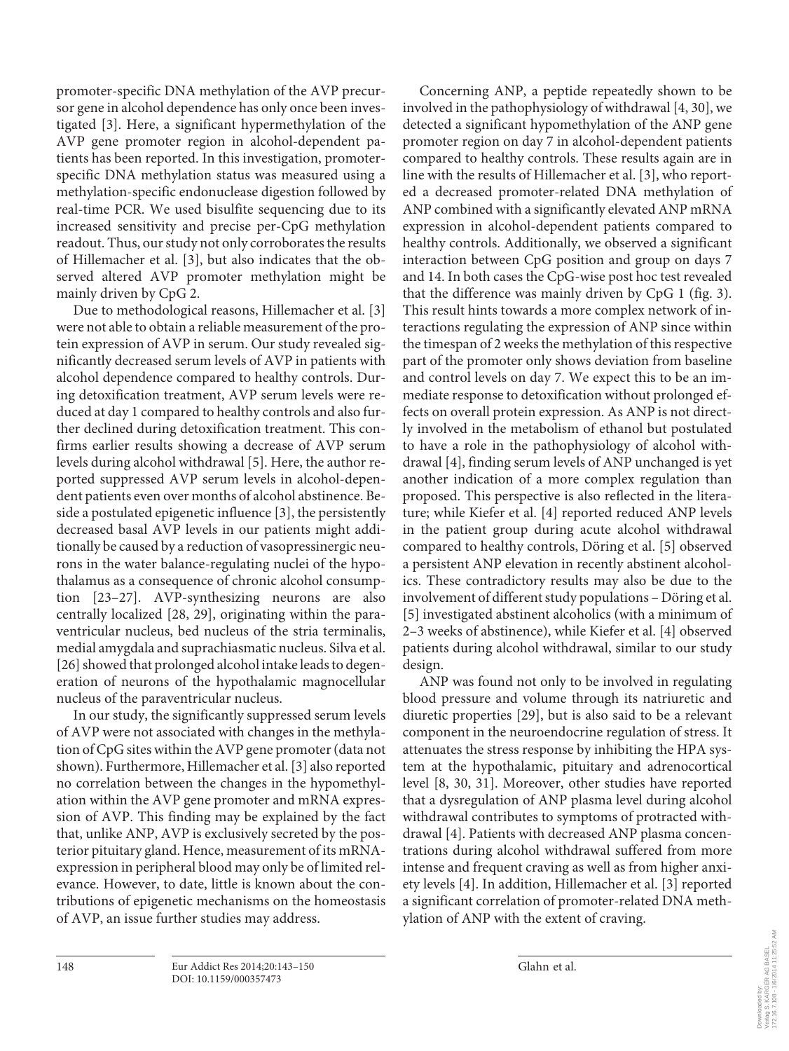promoter-specific DNA methylation of the AVP precursor gene in alcohol dependence has only once been investigated [3]. Here, a significant hypermethylation of the AVP gene promoter region in alcohol-dependent patients has been reported. In this investigation, promoter-specific DNA methylation status was measured using a methylation-specific endonuclease digestion followed by real-time PCR. We used bisulfite sequencing due to its increased sensitivity and precise per-CpG methylation readout. Thus, our study not only corroborates the results of Hillemacher et al. [3], but also indicates that the observed altered AVP promoter methylation might be mainly driven by CpG 2.

Due to methodological reasons, Hillemacher et al. [3] were not able to obtain a reliable measurement of the protein expression of AVP in serum. Our study revealed significantly decreased serum levels of AVP in patients with alcohol dependence compared to healthy controls. During detoxification treatment, AVP serum levels were reduced at day 1 compared to healthy controls and also further declined during detoxification treatment. This confirms earlier results showing a decrease of AVP serum levels during alcohol withdrawal [5]. Here, the author reported suppressed AVP serum levels in alcohol-dependent patients even over months of alcohol abstinence. Beside a postulated epigenetic influence [3], the persistently decreased basal AVP levels in our patients might additionally be caused by a reduction of vasopressinergic neurons in the water balance-regulating nuclei of the hypothalamus as a consequence of chronic alcohol consumption [23–27]. AVP-synthesizing neurons are also centrally localized [28, 29], originating within the paraventricular nucleus, bed nucleus of the stria terminalis, medial amygdala and suprachiasmatic nucleus. Silva et al. [26] showed that prolonged alcohol intake leads to degeneration of neurons of the hypothalamic magnocellular nucleus of the paraventricular nucleus.

In our study, the significantly suppressed serum levels of AVP were not associated with changes in the methylation of CpG sites within the AVP gene promoter (data not shown). Furthermore, Hillemacher et al. [3] also reported no correlation between the changes in the hypomethylation within the AVP gene promoter and mRNA expression of AVP. This finding may be explained by the fact that, unlike ANP, AVP is exclusively secreted by the posterior pituitary gland. Hence, measurement of its mRNA-expression in peripheral blood may only be of limited relevance. However, to date, little is known about the contributions of epigenetic mechanisms on the homeostasis of AVP, an issue further studies may address.

Concerning ANP, a peptide repeatedly shown to be involved in the pathophysiology of withdrawal [4, 30], we detected a significant hypomethylation of the ANP gene promoter region on day 7 in alcohol-dependent patients compared to healthy controls. These results again are in line with the results of Hillemacher et al. [3], who reported a decreased promoter-related DNA methylation of ANP combined with a significantly elevated ANP mRNA expression in alcohol-dependent patients compared to healthy controls. Additionally, we observed a significant interaction between CpG position and group on days 7 and 14. In both cases the CpG-wise post hoc test revealed that the difference was mainly driven by CpG 1 (fig. 3). This result hints towards a more complex network of interactions regulating the expression of ANP since within the timespan of 2 weeks the methylation of this respective part of the promoter only shows deviation from baseline and control levels on day 7. We expect this to be an immediate response to detoxification without prolonged effects on overall protein expression. As ANP is not directly involved in the metabolism of ethanol but postulated to have a role in the pathophysiology of alcohol withdrawal [4], finding serum levels of ANP unchanged is yet another indication of a more complex regulation than proposed. This perspective is also reflected in the literature; while Kiefer et al. [4] reported reduced ANP levels in the patient group during acute alcohol withdrawal compared to healthy controls, Döring et al. [5] observed a persistent ANP elevation in recently abstinent alcoholics. These contradictory results may also be due to the involvement of different study populations – Döring et al. [5] investigated abstinent alcoholics (with a minimum of 2–3 weeks of abstinence), while Kiefer et al. [4] observed patients during alcohol withdrawal, similar to our study design.

ANP was found not only to be involved in regulating blood pressure and volume through its natriuretic and diuretic properties [29], but is also said to be a relevant component in the neuroendocrine regulation of stress. It attenuates the stress response by inhibiting the HPA system at the hypothalamic, pituitary and adrenocortical level [8, 30, 31]. Moreover, other studies have reported that a dysregulation of ANP plasma level during alcohol withdrawal contributes to symptoms of protracted withdrawal [4]. Patients with decreased ANP plasma concentrations during alcohol withdrawal suffered from more intense and frequent craving as well as from higher anxiety levels [4]. In addition, Hillemacher et al. [3] reported a significant correlation of promoter-related DNA methylation of ANP with the extent of craving.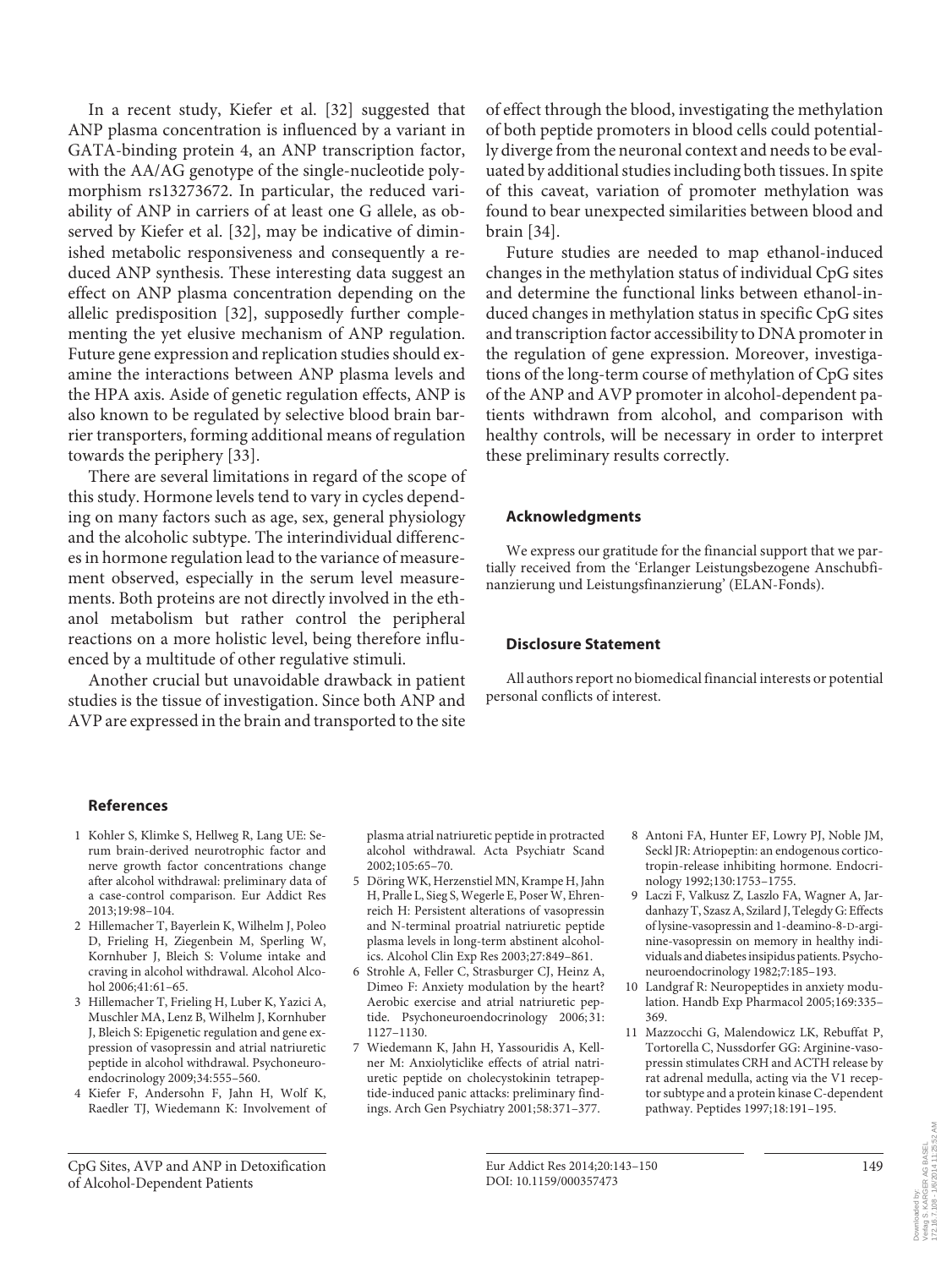In a recent study, Kiefer et al. [32] suggested that ANP plasma concentration is influenced by a variant in GATA-binding protein 4, an ANP transcription factor, with the AA/AG genotype of the single-nucleotide polymorphism rs13273672. In particular, the reduced variability of ANP in carriers of at least one G allele, as observed by Kiefer et al. [32], may be indicative of diminished metabolic responsiveness and consequently a reduced ANP synthesis. These interesting data suggest an effect on ANP plasma concentration depending on the allelic predisposition [32], supposedly further complementing the yet elusive mechanism of ANP regulation. Future gene expression and replication studies should examine the interactions between ANP plasma levels and the HPA axis. Aside of genetic regulation effects, ANP is also known to be regulated by selective blood brain barrier transporters, forming additional means of regulation towards the periphery [33].

There are several limitations in regard of the scope of this study. Hormone levels tend to vary in cycles depending on many factors such as age, sex, general physiology and the alcoholic subtype. The interindividual differences in hormone regulation lead to the variance of measurement observed, especially in the serum level measurements. Both proteins are not directly involved in the ethanol metabolism but rather control the peripheral reactions on a more holistic level, being therefore influenced by a multitude of other regulative stimuli.

Another crucial but unavoidable drawback in patient studies is the tissue of investigation. Since both ANP and AVP are expressed in the brain and transported to the site of effect through the blood, investigating the methylation of both peptide promoters in blood cells could potentially diverge from the neuronal context and needs to be evaluated by additional studies including both tissues. In spite of this caveat, variation of promoter methylation was found to bear unexpected similarities between blood and brain [34].

Future studies are needed to map ethanol-induced changes in the methylation status of individual CpG sites and determine the functional links between ethanol-induced changes in methylation status in specific CpG sites and transcription factor accessibility to DNA promoter in the regulation of gene expression. Moreover, investigations of the long-term course of methylation of CpG sites of the ANP and AVP promoter in alcohol-dependent patients withdrawn from alcohol, and comparison with healthy controls, will be necessary in order to interpret these preliminary results correctly.

### Acknowledgments

We express our gratitude for the financial support that we partially received from the 'Erlanger Leistungsbezogene Anschubfinanzierung und Leistungsfinanzierung' (ELAN-Fonds).

### Disclosure Statement

All authors report no biomedical financial interests or potential personal conflicts of interest.

## References

1. Kohler S, Klimke S, Hellweg R, Lang UE: Serum brain-derived neurotrophic factor and nerve growth factor concentrations change after alcohol withdrawal: preliminary data of a case-control comparison. Eur Addict Res 2013;19:98–104.
2. Hillemacher T, Bayerlein K, Wilhelm J, Poleo D, Frieling H, Ziegenbein M, Sperling W, Kornhuber J, Bleich S: Volume intake and craving in alcohol withdrawal. Alcohol Alcohol 2006;41:61–65.
3. Hillemacher T, Frieling H, Luber K, Yazici A, Muschler MA, Lenz B, Wilhelm J, Kornhuber J, Bleich S: Epigenetic regulation and gene expression of vasopressin and atrial natriuretic peptide in alcohol withdrawal. Psychoneuroendocrinology 2009;34:555–560.
4. Kiefer F, Andersohn F, Jahn H, Wolf K, Raedler TJ, Wiedemann K: Involvement of plasma atrial natriuretic peptide in protracted alcohol withdrawal. Acta Psychiatr Scand 2002;105:65–70.
5. Döring WK, Herzenstiel MN, Krampe H, Jahn H, Pralle L, Sieg S, Wegerle E, Poser W, Ehrenreich H: Persistent alterations of vasopressin and N-terminal proatrial natriuretic peptide plasma levels in long-term abstinent alcoholics. Alcohol Clin Exp Res 2003;27:849–861.
6. Strohle A, Feller C, Strasburger CJ, Heinz A, Dimeo F: Anxiety modulation by the heart? Aerobic exercise and atrial natriuretic peptide. Psychoneuroendocrinology 2006;31:1127–1130.
7. Wiedemann K, Jahn H, Yassouridis A, Kellner M: Anxiolyticlike effects of atrial natriuretic peptide on cholecystokinin tetrapeptide-induced panic attacks: preliminary findings. Arch Gen Psychiatry 2001;58:371–377.
8. Antoni FA, Hunter EF, Lowry PJ, Noble JM, Seckl JR: Atriopeptin: an endogenous corticotropin-release inhibiting hormone. Endocrinology 1992;130:1753–1755.
9. Laczi F, Valkusz Z, Laszlo FA, Wagner A, Jardanhazy T, Szasz A, Szilard J, Telegdy G: Effects of lysine-vasopressin and 1-deamino-8-D-arginine-vasopressin on memory in healthy individuals and diabetes insipidus patients. Psychoneuroendocrinology 1982;7:185–193.
10. Landgraf R: Neuropeptides in anxiety modulation. Handb Exp Pharmacol 2005;169:335–369.
11. Mazzocchi G, Malendowicz LK, Rebuffat P, Tortorella C, Nussdorfer GG: Arginine-vasopressin stimulates CRH and ACTH release by rat adrenal medulla, acting via the V1 receptor subtype and a protein kinase C-dependent pathway. Peptides 1997;18:191–195.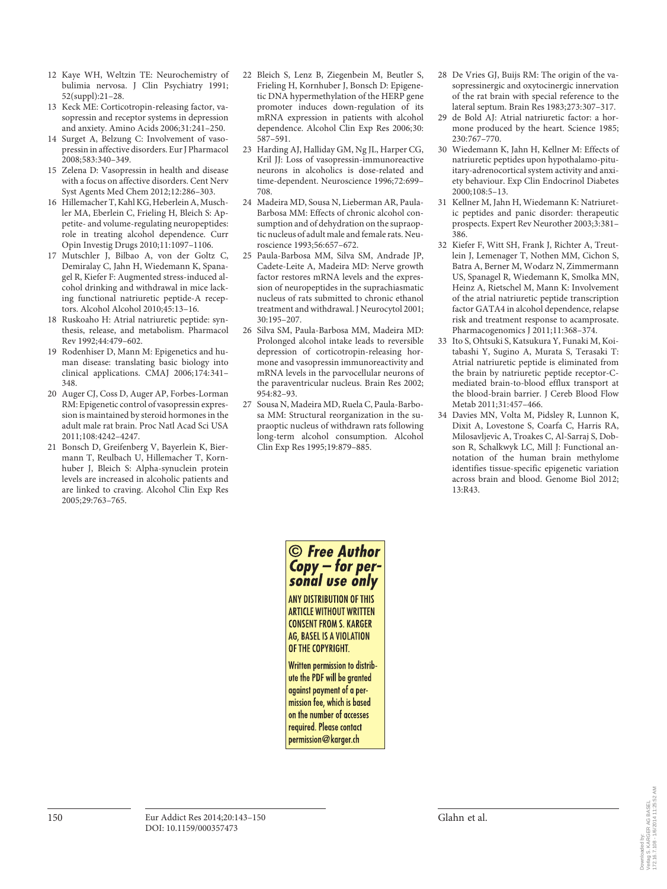12 Kaye WH, Weltzin TE: Neurochemistry of bulimia nervosa. J Clin Psychiatry 1991; 52(suppl):21–28.

13 Keck ME: Corticotropin-releasing factor, vasopressin and receptor systems in depression and anxiety. Amino Acids 2006;31:241–250.

14 Surget A, Belzung C: Involvement of vasopressin in affective disorders. Eur J Pharmacol 2008;583:340–349.

15 Zelena D: Vasopressin in health and disease with a focus on affective disorders. Cent Nerv Syst Agents Med Chem 2012;12:286–303.

16 Hillemacher T, Kahl KG, Heberlein A, Muschler MA, Eberlein C, Frieling H, Bleich S: Appetite- and volume-regulating neuropeptides: role in treating alcohol dependence. Curr Opin Investig Drugs 2010;11:1097–1106.

17 Mutschler J, Bilbao A, von der Goltz C, Demiralay C, Jahn H, Wiedemann K, Spanagel R, Kiefer F: Augmented stress-induced alcohol drinking and withdrawal in mice lacking functional natriuretic peptide-A receptors. Alcohol Alcohol 2010;45:13–16.

18 Ruskoaho H: Atrial natriuretic peptide: synthesis, release, and metabolism. Pharmacol Rev 1992;44:479–602.

19 Rodenhiser D, Mann M: Epigenetics and human disease: translating basic biology into clinical applications. CMAJ 2006;174:341–348.

20 Auger CJ, Coss D, Auger AP, Forbes-Lorman RM: Epigenetic control of vasopressin expression is maintained by steroid hormones in the adult male rat brain. Proc Natl Acad Sci USA 2011;108:4242–4247.

21 Bonsch D, Greifenberg V, Bayerlein K, Biermann T, Reulbach U, Hillemacher T, Kornhuber J, Bleich S: Alpha-synuclein protein levels are increased in alcoholic patients and are linked to craving. Alcohol Clin Exp Res 2005;29:763–765.

22 Bleich S, Lenz B, Ziegenbein M, Beutler S, Frieling H, Kornhuber J, Bonsch D: Epigenetic DNA hypermethylation of the HERP gene promoter induces down-regulation of its mRNA expression in patients with alcohol dependence. Alcohol Clin Exp Res 2006;30: 587–591.

23 Harding AJ, Halliday GM, Ng JL, Harper CG, Kril JJ: Loss of vasopressin-immunoreactive neurons in alcoholics is dose-related and time-dependent. Neuroscience 1996;72:699–708.

24 Madeira MD, Sousa N, Lieberman AR, Paula-Barbosa MM: Effects of chronic alcohol consumption and of dehydration on the supraoptic nucleus of adult male and female rats. Neuroscience 1993;56:657–672.

25 Paula-Barbosa MM, Silva SM, Andrade JP, Cadete-Leite A, Madeira MD: Nerve growth factor restores mRNA levels and the expression of neuropeptides in the suprachiasmatic nucleus of rats submitted to chronic ethanol treatment and withdrawal. J Neurocytol 2001; 30:195–207.

26 Silva SM, Paula-Barbosa MM, Madeira MD: Prolonged alcohol intake leads to reversible depression of corticotropin-releasing hormone and vasopressin immunoreactivity and mRNA levels in the parvocellular neurons of the paraventricular nucleus. Brain Res 2002; 954:82–93.

27 Sousa N, Madeira MD, Ruela C, Paula-Barbosa MM: Structural reorganization in the supraoptic nucleus of withdrawn rats following long-term alcohol consumption. Alcohol Clin Exp Res 1995;19:879–885.

28 De Vries GJ, Buijs RM: The origin of the vasopressinergic and oxytocinergic innervation of the rat brain with special reference to the lateral septum. Brain Res 1983;273:307–317.

29 de Bold AJ: Atrial natriuretic factor: a hormone produced by the heart. Science 1985; 230:767–770.

30 Wiedemann K, Jahn H, Kellner M: Effects of natriuretic peptides upon hypothalamo-pituitary-adrenocortical system activity and anxiety behaviour. Exp Clin Endocrinol Diabetes 2000;108:5–13.

31 Kellner M, Jahn H, Wiedemann K: Natriuretic peptides and panic disorder: therapeutic prospects. Expert Rev Neurother 2003;3:381–386.

32 Kiefer F, Witt SH, Frank J, Richter A, Treutlein J, Lemenager T, Nothen MM, Cichon S, Batra A, Berner M, Wodarz N, Zimmermann US, Spanagel R, Wiedemann K, Smolka MN, Heinz A, Rietschel M, Mann K: Involvement of the atrial natriuretic peptide transcription factor GATA4 in alcohol dependence, relapse risk and treatment response to acamprosate. Pharmacogenomics J 2011;11:368–374.

33 Ito S, Ohtsuki S, Katsukura Y, Funaki M, Koitabashi Y, Sugino A, Murata S, Terasaki T: Atrial natriuretic peptide is eliminated from the brain by natriuretic peptide receptor-C-mediated brain-to-blood efflux transport at the blood-brain barrier. J Cereb Blood Flow Metab 2011;31:457–466.

34 Davies MN, Volta M, Pidsley R, Lunnon K, Dixit A, Lovestone S, Coarfa C, Harris RA, Milosavljevic A, Troakes C, Al-Sarraj S, Dobson R, Schalkwyk LC, Mill J: Functional annotation of the human brain methylome identifies tissue-specific epigenetic variation across brain and blood. Genome Biol 2012; 13:R43.

**© Free Author Copy – for personal use only**

ANY DISTRIBUTION OF THIS ARTICLE WITHOUT WRITTEN CONSENT FROM S. KARGER AG, BASEL IS A VIOLATION OF THE COPYRIGHT.

Written permission to distribute the PDF will be granted against payment of a permission fee, which is based on the number of accesses required. Please contact permission@karger.ch